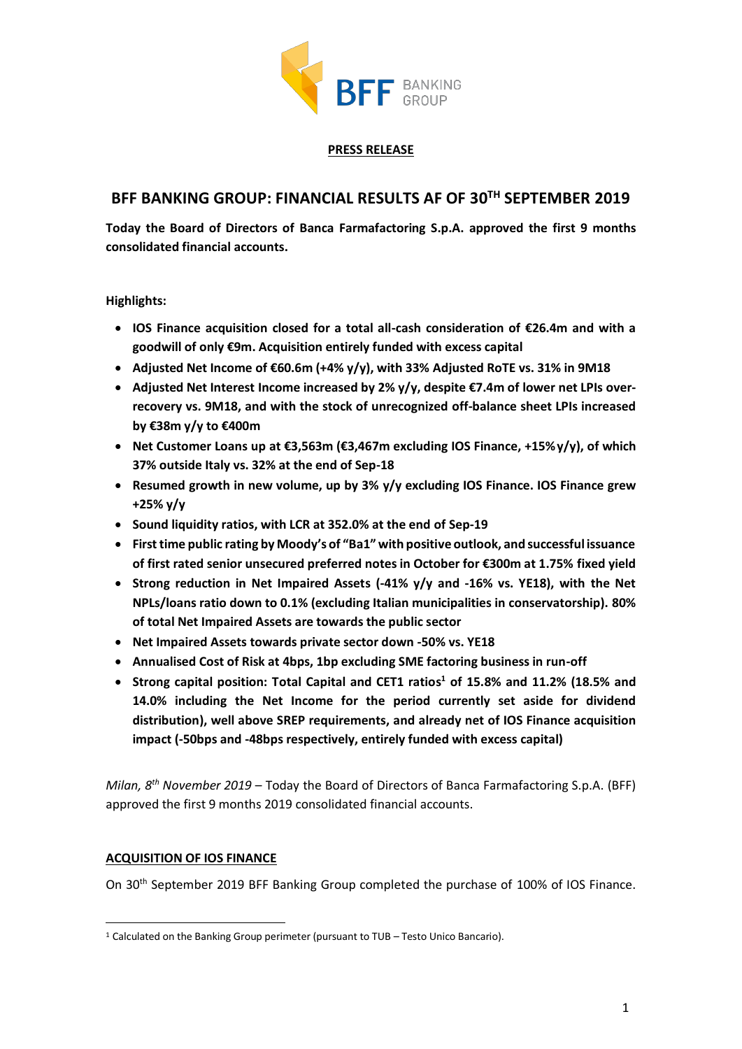**PRESS RELEASE**

# BFF BANKING GROUP: FINANCIAL RESULTS AF OF 30TH SEPTEMBER 2019

**Today the Board of Directors of Banca Farmafactoring S.p.A. approved the first 9 months consolidated financial accounts.**

**Highlights:**

- **IOS Finance acquisition closed for a total all-cash consideration of €26.4m and with a goodwill of only €9m. Acquisition entirely funded with excess capital**
- **Adjusted Net Income of €60.6m (+4% y/y), with 33% Adjusted RoTE vs. 31% in 9M18**
- **Adjusted Net Interest Income increased by 2% y/y, despite €7.4m of lower net LPIs over-recovery vs. 9M18, and with the stock of unrecognized off-balance sheet LPIs increased by €38m y/y to €400m**
- **Net Customer Loans up at €3,563m (€3,467m excluding IOS Finance, +15% y/y), of which 37% outside Italy vs. 32% at the end of Sep-18**
- **Resumed growth in new volume, up by 3% y/y excluding IOS Finance. IOS Finance grew +25% y/y**
- **Sound liquidity ratios, with LCR at 352.0% at the end of Sep-19**
- **First time public rating by Moody's of "Ba1" with positive outlook, and successful issuance of first rated senior unsecured preferred notes in October for €300m at 1.75% fixed yield**
- **Strong reduction in Net Impaired Assets (-41% y/y and -16% vs. YE18), with the Net NPLs/loans ratio down to 0.1% (excluding Italian municipalities in conservatorship). 80% of total Net Impaired Assets are towards the public sector**
- **Net Impaired Assets towards private sector down -50% vs. YE18**
- **Annualised Cost of Risk at 4bps, 1bp excluding SME factoring business in run-off**
- **Strong capital position: Total Capital and CET1 ratios[1] of 15.8% and 11.2% (18.5% and 14.0% including the Net Income for the period currently set aside for dividend distribution), well above SREP requirements, and already net of IOS Finance acquisition impact (-50bps and -48bps respectively, entirely funded with excess capital)**

*Milan, 8th November 2019* – Today the Board of Directors of Banca Farmafactoring S.p.A. (BFF) approved the first 9 months 2019 consolidated financial accounts.

## ACQUISITION OF IOS FINANCE

On 30th September 2019 BFF Banking Group completed the purchase of 100% of IOS Finance.

[1] Calculated on the Banking Group perimeter (pursuant to TUB – Testo Unico Bancario).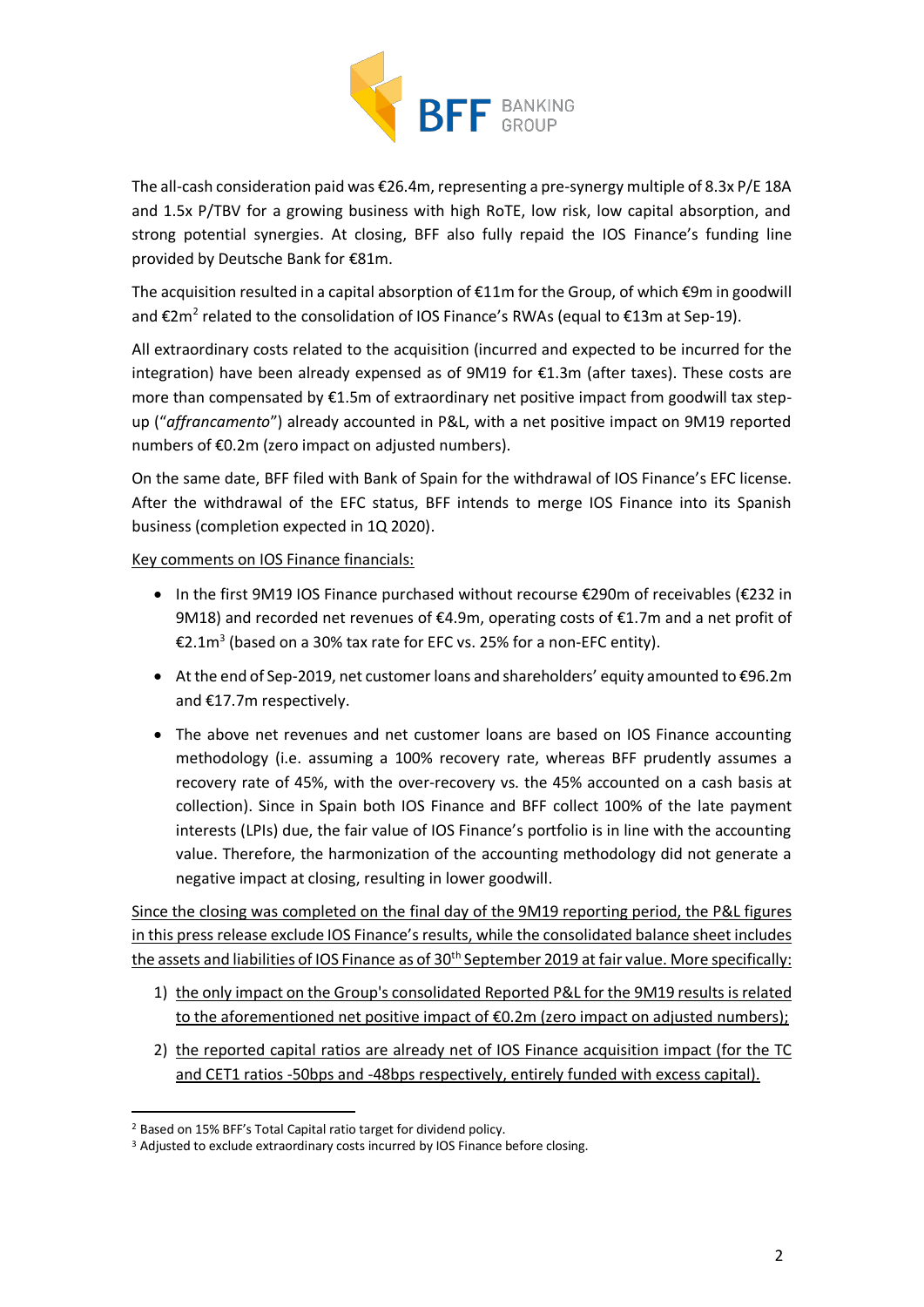The all-cash consideration paid was €26.4m, representing a pre-synergy multiple of 8.3x P/E 18A and 1.5x P/TBV for a growing business with high RoTE, low risk, low capital absorption, and strong potential synergies. At closing, BFF also fully repaid the IOS Finance's funding line provided by Deutsche Bank for €81m.

The acquisition resulted in a capital absorption of €11m for the Group, of which €9m in goodwill and €2m[2] related to the consolidation of IOS Finance's RWAs (equal to €13m at Sep-19).

All extraordinary costs related to the acquisition (incurred and expected to be incurred for the integration) have been already expensed as of 9M19 for €1.3m (after taxes). These costs are more than compensated by €1.5m of extraordinary net positive impact from goodwill tax step-up ("*affrancamento*") already accounted in P&L, with a net positive impact on 9M19 reported numbers of €0.2m (zero impact on adjusted numbers).

On the same date, BFF filed with Bank of Spain for the withdrawal of IOS Finance's EFC license. After the withdrawal of the EFC status, BFF intends to merge IOS Finance into its Spanish business (completion expected in 1Q 2020).

<u>Key comments on IOS Finance financials:</u>

- In the first 9M19 IOS Finance purchased without recourse €290m of receivables (€232 in 9M18) and recorded net revenues of €4.9m, operating costs of €1.7m and a net profit of €2.1m[3] (based on a 30% tax rate for EFC vs. 25% for a non-EFC entity).
- At the end of Sep-2019, net customer loans and shareholders' equity amounted to €96.2m and €17.7m respectively.
- The above net revenues and net customer loans are based on IOS Finance accounting methodology (i.e. assuming a 100% recovery rate, whereas BFF prudently assumes a recovery rate of 45%, with the over-recovery vs. the 45% accounted on a cash basis at collection). Since in Spain both IOS Finance and BFF collect 100% of the late payment interests (LPIs) due, the fair value of IOS Finance's portfolio is in line with the accounting value. Therefore, the harmonization of the accounting methodology did not generate a negative impact at closing, resulting in lower goodwill.

<u>Since the closing was completed on the final day of the 9M19 reporting period, the P&L figures in this press release exclude IOS Finance's results, while the consolidated balance sheet includes the assets and liabilities of IOS Finance as of 30th September 2019 at fair value. More specifically:</u>

1) <u>the only impact on the Group's consolidated Reported P&L for the 9M19 results is related to the aforementioned net positive impact of €0.2m (zero impact on adjusted numbers);</u>
2) <u>the reported capital ratios are already net of IOS Finance acquisition impact (for the TC and CET1 ratios -50bps and -48bps respectively, entirely funded with excess capital).</u>

---

[2] Based on 15% BFF's Total Capital ratio target for dividend policy.

[3] Adjusted to exclude extraordinary costs incurred by IOS Finance before closing.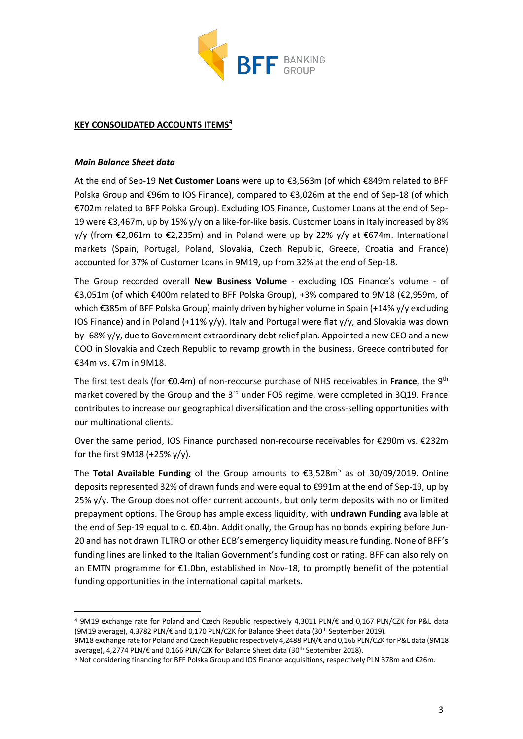## KEY CONSOLIDATED ACCOUNTS ITEMS[4]

### *Main Balance Sheet data*

At the end of Sep-19 **Net Customer Loans** were up to €3,563m (of which €849m related to BFF Polska Group and €96m to IOS Finance), compared to €3,026m at the end of Sep-18 (of which €702m related to BFF Polska Group). Excluding IOS Finance, Customer Loans at the end of Sep-19 were €3,467m, up by 15% y/y on a like-for-like basis. Customer Loans in Italy increased by 8% y/y (from €2,061m to €2,235m) and in Poland were up by 22% y/y at €674m. International markets (Spain, Portugal, Poland, Slovakia, Czech Republic, Greece, Croatia and France) accounted for 37% of Customer Loans in 9M19, up from 32% at the end of Sep-18.

The Group recorded overall **New Business Volume** - excluding IOS Finance's volume - of €3,051m (of which €400m related to BFF Polska Group), +3% compared to 9M18 (€2,959m, of which €385m of BFF Polska Group) mainly driven by higher volume in Spain (+14% y/y excluding IOS Finance) and in Poland (+11% y/y). Italy and Portugal were flat y/y, and Slovakia was down by -68% y/y, due to Government extraordinary debt relief plan. Appointed a new CEO and a new COO in Slovakia and Czech Republic to revamp growth in the business. Greece contributed for €34m vs. €7m in 9M18.

The first test deals (for €0.4m) of non-recourse purchase of NHS receivables in **France**, the 9th market covered by the Group and the 3rd under FOS regime, were completed in 3Q19. France contributes to increase our geographical diversification and the cross-selling opportunities with our multinational clients.

Over the same period, IOS Finance purchased non-recourse receivables for €290m vs. €232m for the first 9M18 (+25% y/y).

The **Total Available Funding** of the Group amounts to €3,528m[5] as of 30/09/2019. Online deposits represented 32% of drawn funds and were equal to €991m at the end of Sep-19, up by 25% y/y. The Group does not offer current accounts, but only term deposits with no or limited prepayment options. The Group has ample excess liquidity, with **undrawn Funding** available at the end of Sep-19 equal to c. €0.4bn. Additionally, the Group has no bonds expiring before Jun-20 and has not drawn TLTRO or other ECB's emergency liquidity measure funding. None of BFF's funding lines are linked to the Italian Government's funding cost or rating. BFF can also rely on an EMTN programme for €1.0bn, established in Nov-18, to promptly benefit of the potential funding opportunities in the international capital markets.

---

[4] 9M19 exchange rate for Poland and Czech Republic respectively 4,3011 PLN/€ and 0,167 PLN/CZK for P&L data (9M19 average), 4,3782 PLN/€ and 0,170 PLN/CZK for Balance Sheet data (30th September 2019).
9M18 exchange rate for Poland and Czech Republic respectively 4,2488 PLN/€ and 0,166 PLN/CZK for P&L data (9M18 average), 4,2774 PLN/€ and 0,166 PLN/CZK for Balance Sheet data (30th September 2018).

[5] Not considering financing for BFF Polska Group and IOS Finance acquisitions, respectively PLN 378m and €26m.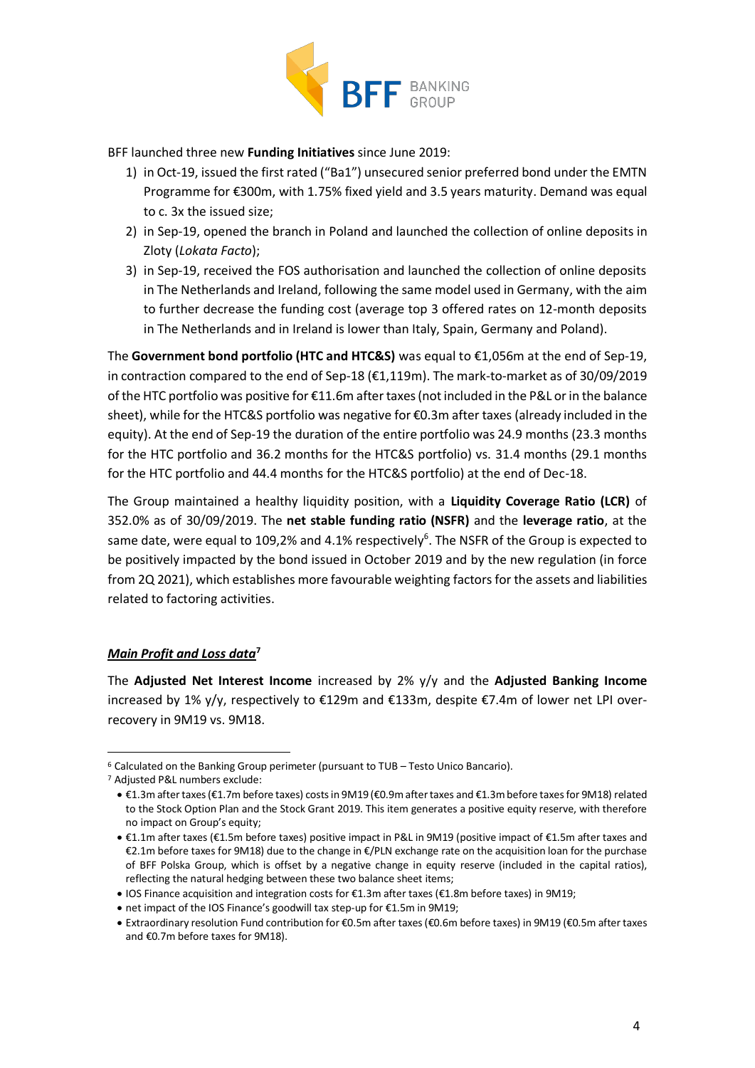BFF launched three new **Funding Initiatives** since June 2019:

1) in Oct-19, issued the first rated ("Ba1") unsecured senior preferred bond under the EMTN Programme for €300m, with 1.75% fixed yield and 3.5 years maturity. Demand was equal to c. 3x the issued size;
2) in Sep-19, opened the branch in Poland and launched the collection of online deposits in Zloty (*Lokata Facto*);
3) in Sep-19, received the FOS authorisation and launched the collection of online deposits in The Netherlands and Ireland, following the same model used in Germany, with the aim to further decrease the funding cost (average top 3 offered rates on 12-month deposits in The Netherlands and in Ireland is lower than Italy, Spain, Germany and Poland).

The **Government bond portfolio (HTC and HTC&S)** was equal to €1,056m at the end of Sep-19, in contraction compared to the end of Sep-18 (€1,119m). The mark-to-market as of 30/09/2019 of the HTC portfolio was positive for €11.6m after taxes (not included in the P&L or in the balance sheet), while for the HTC&S portfolio was negative for €0.3m after taxes (already included in the equity). At the end of Sep-19 the duration of the entire portfolio was 24.9 months (23.3 months for the HTC portfolio and 36.2 months for the HTC&S portfolio) vs. 31.4 months (29.1 months for the HTC portfolio and 44.4 months for the HTC&S portfolio) at the end of Dec-18.

The Group maintained a healthy liquidity position, with a **Liquidity Coverage Ratio (LCR)** of 352.0% as of 30/09/2019. The **net stable funding ratio (NSFR)** and the **leverage ratio**, at the same date, were equal to 109,2% and 4.1% respectively[6]. The NSFR of the Group is expected to be positively impacted by the bond issued in October 2019 and by the new regulation (in force from 2Q 2021), which establishes more favourable weighting factors for the assets and liabilities related to factoring activities.

## ***Main Profit and Loss data***[7]

The **Adjusted Net Interest Income** increased by 2% y/y and the **Adjusted Banking Income** increased by 1% y/y, respectively to €129m and €133m, despite €7.4m of lower net LPI over-recovery in 9M19 vs. 9M18.

---

[6] Calculated on the Banking Group perimeter (pursuant to TUB – Testo Unico Bancario).

[7] Adjusted P&L numbers exclude:

- €1.3m after taxes (€1.7m before taxes) costs in 9M19 (€0.9m after taxes and €1.3m before taxes for 9M18) related to the Stock Option Plan and the Stock Grant 2019. This item generates a positive equity reserve, with therefore no impact on Group's equity;
- €1.1m after taxes (€1.5m before taxes) positive impact in P&L in 9M19 (positive impact of €1.5m after taxes and €2.1m before taxes for 9M18) due to the change in €/PLN exchange rate on the acquisition loan for the purchase of BFF Polska Group, which is offset by a negative change in equity reserve (included in the capital ratios), reflecting the natural hedging between these two balance sheet items;
- IOS Finance acquisition and integration costs for €1.3m after taxes (€1.8m before taxes) in 9M19;
- net impact of the IOS Finance's goodwill tax step-up for €1.5m in 9M19;
- Extraordinary resolution Fund contribution for €0.5m after taxes (€0.6m before taxes) in 9M19 (€0.5m after taxes and €0.7m before taxes for 9M18).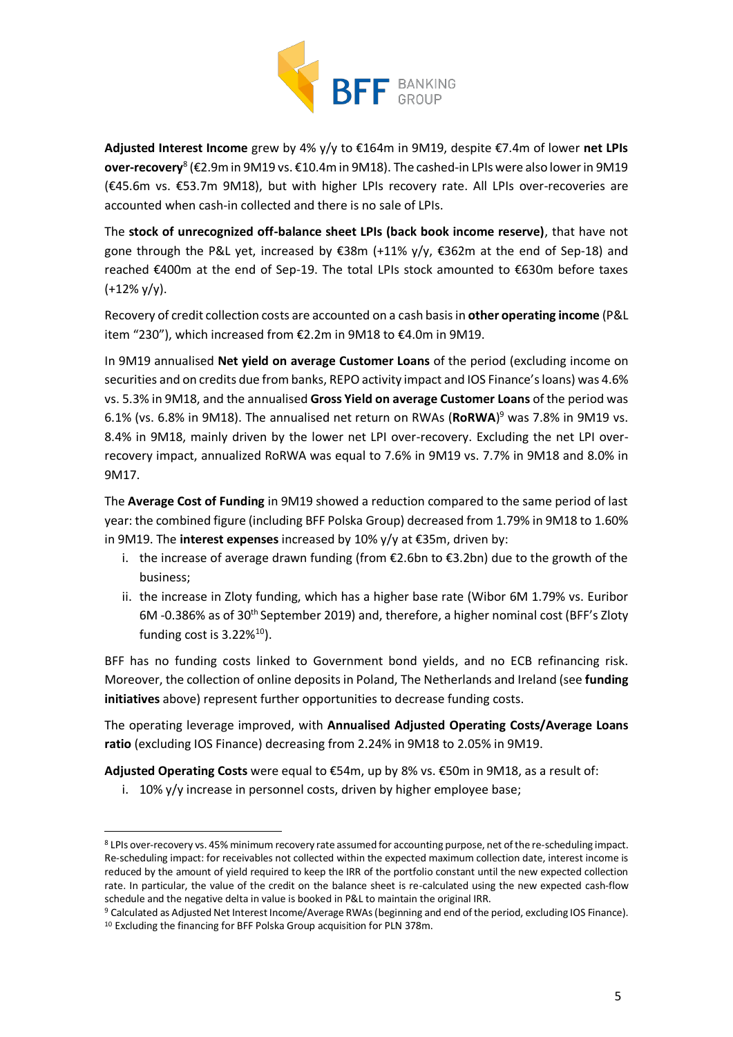**Adjusted Interest Income** grew by 4% y/y to €164m in 9M19, despite €7.4m of lower **net LPIs over-recovery**[8] (€2.9m in 9M19 vs. €10.4m in 9M18). The cashed-in LPIs were also lower in 9M19 (€45.6m vs. €53.7m 9M18), but with higher LPIs recovery rate. All LPIs over-recoveries are accounted when cash-in collected and there is no sale of LPIs.

The **stock of unrecognized off-balance sheet LPIs (back book income reserve)**, that have not gone through the P&L yet, increased by €38m (+11% y/y, €362m at the end of Sep-18) and reached €400m at the end of Sep-19. The total LPIs stock amounted to €630m before taxes (+12% y/y).

Recovery of credit collection costs are accounted on a cash basis in **other operating income** (P&L item "230"), which increased from €2.2m in 9M18 to €4.0m in 9M19.

In 9M19 annualised **Net yield on average Customer Loans** of the period (excluding income on securities and on credits due from banks, REPO activity impact and IOS Finance's loans) was 4.6% vs. 5.3% in 9M18, and the annualised **Gross Yield on average Customer Loans** of the period was 6.1% (vs. 6.8% in 9M18). The annualised net return on RWAs (**RoRWA**)[9] was 7.8% in 9M19 vs. 8.4% in 9M18, mainly driven by the lower net LPI over-recovery. Excluding the net LPI over-recovery impact, annualized RoRWA was equal to 7.6% in 9M19 vs. 7.7% in 9M18 and 8.0% in 9M17.

The **Average Cost of Funding** in 9M19 showed a reduction compared to the same period of last year: the combined figure (including BFF Polska Group) decreased from 1.79% in 9M18 to 1.60% in 9M19. The **interest expenses** increased by 10% y/y at €35m, driven by:

i. the increase of average drawn funding (from €2.6bn to €3.2bn) due to the growth of the business;
ii. the increase in Zloty funding, which has a higher base rate (Wibor 6M 1.79% vs. Euribor 6M -0.386% as of 30th September 2019) and, therefore, a higher nominal cost (BFF's Zloty funding cost is 3.22%[10]).

BFF has no funding costs linked to Government bond yields, and no ECB refinancing risk. Moreover, the collection of online deposits in Poland, The Netherlands and Ireland (see **funding initiatives** above) represent further opportunities to decrease funding costs.

The operating leverage improved, with **Annualised Adjusted Operating Costs/Average Loans ratio** (excluding IOS Finance) decreasing from 2.24% in 9M18 to 2.05% in 9M19.

**Adjusted Operating Costs** were equal to €54m, up by 8% vs. €50m in 9M18, as a result of:

i. 10% y/y increase in personnel costs, driven by higher employee base;

---

[8] LPIs over-recovery vs. 45% minimum recovery rate assumed for accounting purpose, net of the re-scheduling impact. Re-scheduling impact: for receivables not collected within the expected maximum collection date, interest income is reduced by the amount of yield required to keep the IRR of the portfolio constant until the new expected collection rate. In particular, the value of the credit on the balance sheet is re-calculated using the new expected cash-flow schedule and the negative delta in value is booked in P&L to maintain the original IRR.

[9] Calculated as Adjusted Net Interest Income/Average RWAs (beginning and end of the period, excluding IOS Finance).

[10] Excluding the financing for BFF Polska Group acquisition for PLN 378m.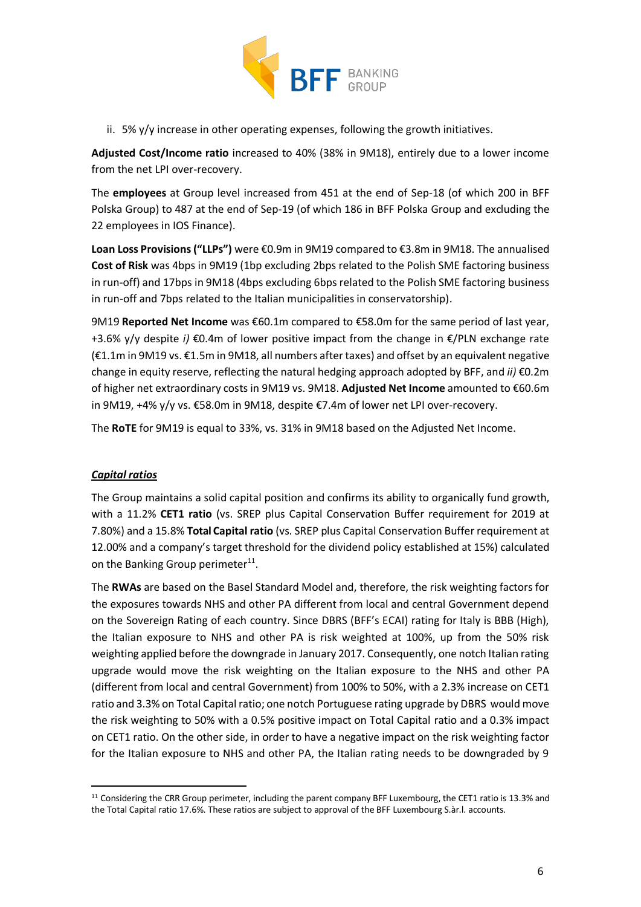ii. 5% y/y increase in other operating expenses, following the growth initiatives.

**Adjusted Cost/Income ratio** increased to 40% (38% in 9M18), entirely due to a lower income from the net LPI over-recovery.

The **employees** at Group level increased from 451 at the end of Sep-18 (of which 200 in BFF Polska Group) to 487 at the end of Sep-19 (of which 186 in BFF Polska Group and excluding the 22 employees in IOS Finance).

**Loan Loss Provisions ("LLPs")** were €0.9m in 9M19 compared to €3.8m in 9M18. The annualised **Cost of Risk** was 4bps in 9M19 (1bp excluding 2bps related to the Polish SME factoring business in run-off) and 17bps in 9M18 (4bps excluding 6bps related to the Polish SME factoring business in run-off and 7bps related to the Italian municipalities in conservatorship).

9M19 **Reported Net Income** was €60.1m compared to €58.0m for the same period of last year, +3.6% y/y despite *i)* €0.4m of lower positive impact from the change in €/PLN exchange rate (€1.1m in 9M19 vs. €1.5m in 9M18, all numbers after taxes) and offset by an equivalent negative change in equity reserve, reflecting the natural hedging approach adopted by BFF, and *ii)* €0.2m of higher net extraordinary costs in 9M19 vs. 9M18. **Adjusted Net Income** amounted to €60.6m in 9M19, +4% y/y vs. €58.0m in 9M18, despite €7.4m of lower net LPI over-recovery.

The **RoTE** for 9M19 is equal to 33%, vs. 31% in 9M18 based on the Adjusted Net Income.

***Capital ratios***

The Group maintains a solid capital position and confirms its ability to organically fund growth, with a 11.2% **CET1 ratio** (vs. SREP plus Capital Conservation Buffer requirement for 2019 at 7.80%) and a 15.8% **Total Capital ratio** (vs. SREP plus Capital Conservation Buffer requirement at 12.00% and a company's target threshold for the dividend policy established at 15%) calculated on the Banking Group perimeter[11].

The **RWAs** are based on the Basel Standard Model and, therefore, the risk weighting factors for the exposures towards NHS and other PA different from local and central Government depend on the Sovereign Rating of each country. Since DBRS (BFF's ECAI) rating for Italy is BBB (High), the Italian exposure to NHS and other PA is risk weighted at 100%, up from the 50% risk weighting applied before the downgrade in January 2017. Consequently, one notch Italian rating upgrade would move the risk weighting on the Italian exposure to the NHS and other PA (different from local and central Government) from 100% to 50%, with a 2.3% increase on CET1 ratio and 3.3% on Total Capital ratio; one notch Portuguese rating upgrade by DBRS would move the risk weighting to 50% with a 0.5% positive impact on Total Capital ratio and a 0.3% impact on CET1 ratio. On the other side, in order to have a negative impact on the risk weighting factor for the Italian exposure to NHS and other PA, the Italian rating needs to be downgraded by 9

---

[11] Considering the CRR Group perimeter, including the parent company BFF Luxembourg, the CET1 ratio is 13.3% and the Total Capital ratio 17.6%. These ratios are subject to approval of the BFF Luxembourg S.àr.l. accounts.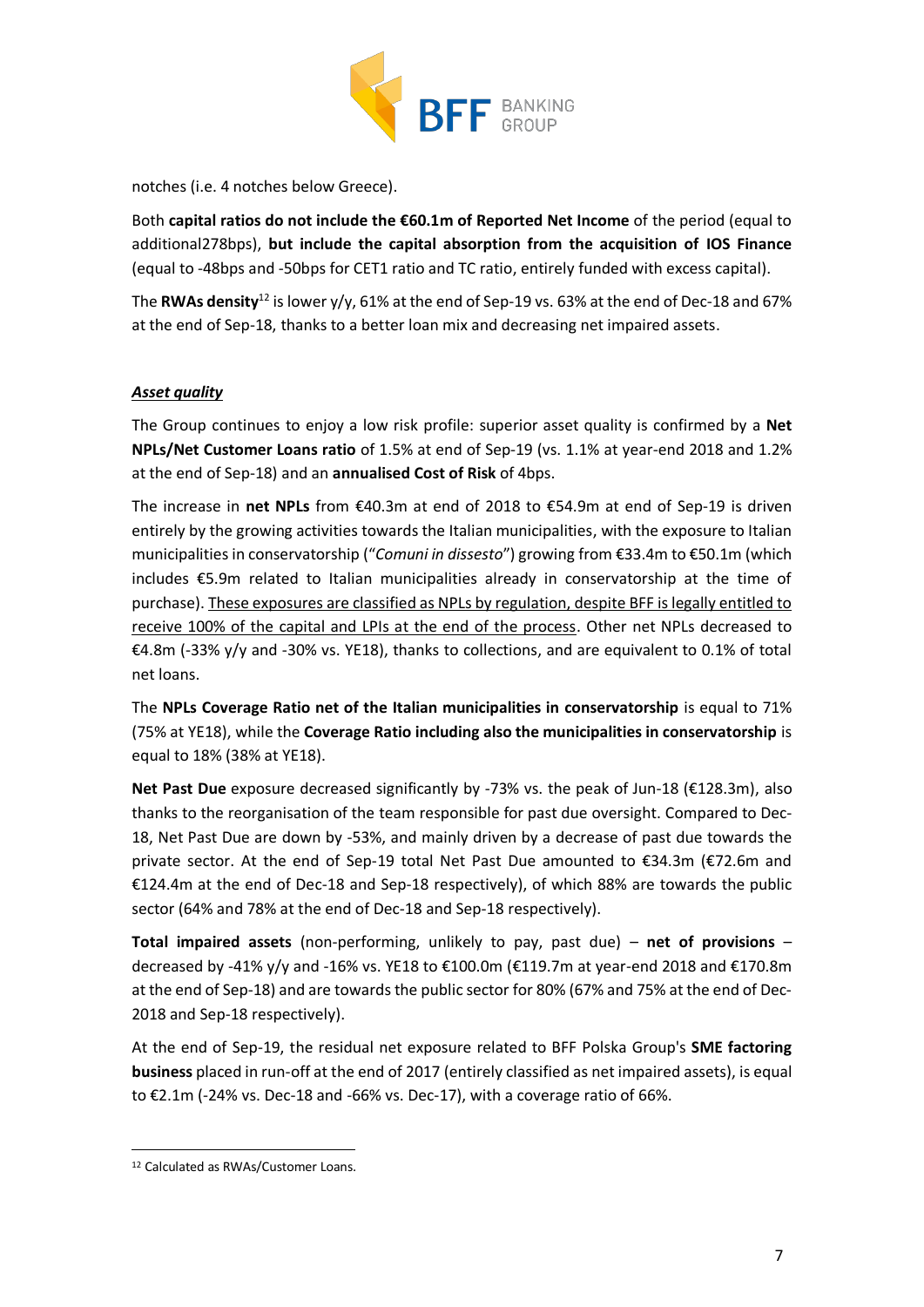notches (i.e. 4 notches below Greece).

Both **capital ratios do not include the €60.1m of Reported Net Income** of the period (equal to additional278bps), **but include the capital absorption from the acquisition of IOS Finance** (equal to -48bps and -50bps for CET1 ratio and TC ratio, entirely funded with excess capital).

The **RWAs density**[12] is lower y/y, 61% at the end of Sep-19 vs. 63% at the end of Dec-18 and 67% at the end of Sep-18, thanks to a better loan mix and decreasing net impaired assets.

***Asset quality***

The Group continues to enjoy a low risk profile: superior asset quality is confirmed by a **Net NPLs/Net Customer Loans ratio** of 1.5% at end of Sep-19 (vs. 1.1% at year-end 2018 and 1.2% at the end of Sep-18) and an **annualised Cost of Risk** of 4bps.

The increase in **net NPLs** from €40.3m at end of 2018 to €54.9m at end of Sep-19 is driven entirely by the growing activities towards the Italian municipalities, with the exposure to Italian municipalities in conservatorship ("*Comuni in dissesto*") growing from €33.4m to €50.1m (which includes €5.9m related to Italian municipalities already in conservatorship at the time of purchase). <u>These exposures are classified as NPLs by regulation, despite BFF is legally entitled to receive 100% of the capital and LPIs at the end of the process</u>. Other net NPLs decreased to €4.8m (-33% y/y and -30% vs. YE18), thanks to collections, and are equivalent to 0.1% of total net loans.

The **NPLs Coverage Ratio net of the Italian municipalities in conservatorship** is equal to 71% (75% at YE18), while the **Coverage Ratio including also the municipalities in conservatorship** is equal to 18% (38% at YE18).

**Net Past Due** exposure decreased significantly by -73% vs. the peak of Jun-18 (€128.3m), also thanks to the reorganisation of the team responsible for past due oversight. Compared to Dec-18, Net Past Due are down by -53%, and mainly driven by a decrease of past due towards the private sector. At the end of Sep-19 total Net Past Due amounted to €34.3m (€72.6m and €124.4m at the end of Dec-18 and Sep-18 respectively), of which 88% are towards the public sector (64% and 78% at the end of Dec-18 and Sep-18 respectively).

**Total impaired assets** (non-performing, unlikely to pay, past due) – **net of provisions** – decreased by -41% y/y and -16% vs. YE18 to €100.0m (€119.7m at year-end 2018 and €170.8m at the end of Sep-18) and are towards the public sector for 80% (67% and 75% at the end of Dec-2018 and Sep-2018 respectively).

At the end of Sep-19, the residual net exposure related to BFF Polska Group's **SME factoring business** placed in run-off at the end of 2017 (entirely classified as net impaired assets), is equal to €2.1m (-24% vs. Dec-18 and -66% vs. Dec-17), with a coverage ratio of 66%.

---

[12] Calculated as RWAs/Customer Loans.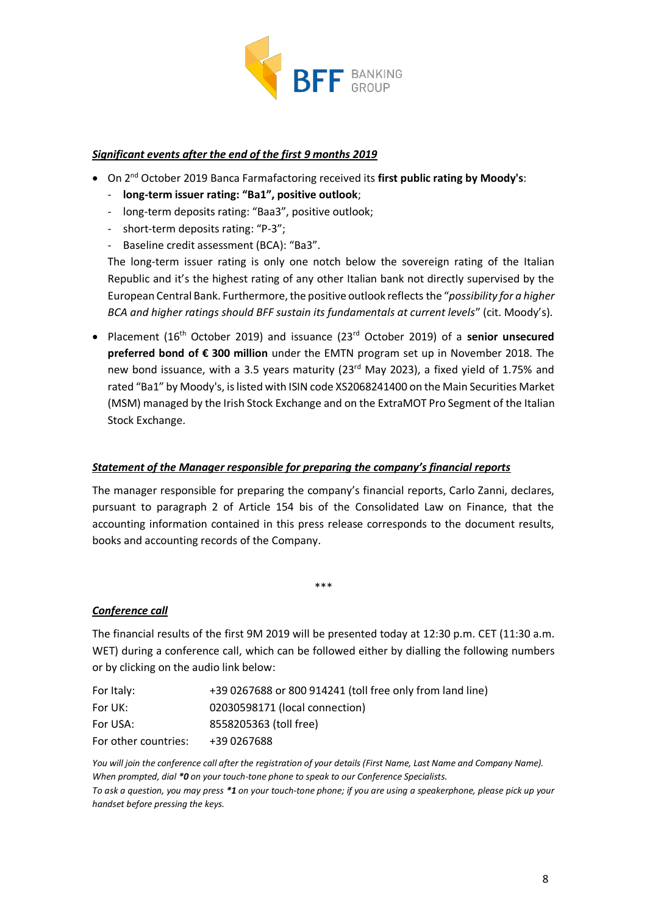***Significant events after the end of the first 9 months 2019***

- On 2nd October 2019 Banca Farmafactoring received its **first public rating by Moody's**:
  - **long-term issuer rating: "Ba1", positive outlook**;
  - long-term deposits rating: "Baa3", positive outlook;
  - short-term deposits rating: "P-3";
  - Baseline credit assessment (BCA): "Ba3".

  The long-term issuer rating is only one notch below the sovereign rating of the Italian Republic and it's the highest rating of any other Italian bank not directly supervised by the European Central Bank. Furthermore, the positive outlook reflects the "*possibility for a higher BCA and higher ratings should BFF sustain its fundamentals at current levels*" (cit. Moody's).

- Placement (16th October 2019) and issuance (23rd October 2019) of a **senior unsecured preferred bond of € 300 million** under the EMTN program set up in November 2018. The new bond issuance, with a 3.5 years maturity (23rd May 2023), a fixed yield of 1.75% and rated "Ba1" by Moody's, is listed with ISIN code XS2068241400 on the Main Securities Market (MSM) managed by the Irish Stock Exchange and on the ExtraMOT Pro Segment of the Italian Stock Exchange.

***Statement of the Manager responsible for preparing the company's financial reports***

The manager responsible for preparing the company's financial reports, Carlo Zanni, declares, pursuant to paragraph 2 of Article 154 bis of the Consolidated Law on Finance, that the accounting information contained in this press release corresponds to the document results, books and accounting records of the Company.

\*\*\*

***Conference call***

The financial results of the first 9M 2019 will be presented today at 12:30 p.m. CET (11:30 a.m. WET) during a conference call, which can be followed either by dialling the following numbers or by clicking on the audio link below:

| | |
|---|---|
| For Italy: | +39 0267688 or 800 914241 (toll free only from land line) |
| For UK: | 02030598171 (local connection) |
| For USA: | 8558205363 (toll free) |
| For other countries: | +39 0267688 |

*You will join the conference call after the registration of your details (First Name, Last Name and Company Name). When prompted, dial* ***\*0*** *on your touch-tone phone to speak to our Conference Specialists.*
*To ask a question, you may press* ***\*1*** *on your touch-tone phone; if you are using a speakerphone, please pick up your handset before pressing the keys.*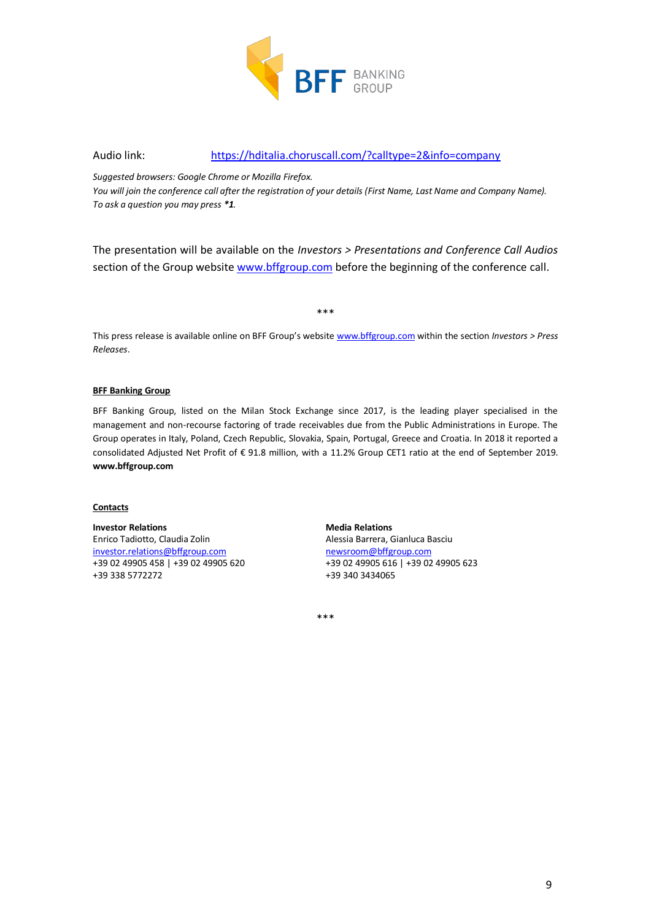Audio link: https://hditalia.choruscall.com/?calltype=2&info=company

*Suggested browsers: Google Chrome or Mozilla Firefox.*
*You will join the conference call after the registration of your details (First Name, Last Name and Company Name).*
*To ask a question you may press* ***1**.

The presentation will be available on the *Investors > Presentations and Conference Call Audios* section of the Group website www.bffgroup.com before the beginning of the conference call.

***

This press release is available online on BFF Group's website www.bffgroup.com within the section *Investors > Press Releases*.

**BFF Banking Group**

BFF Banking Group, listed on the Milan Stock Exchange since 2017, is the leading player specialised in the management and non-recourse factoring of trade receivables due from the Public Administrations in Europe. The Group operates in Italy, Poland, Czech Republic, Slovakia, Spain, Portugal, Greece and Croatia. In 2018 it reported a consolidated Adjusted Net Profit of € 91.8 million, with a 11.2% Group CET1 ratio at the end of September 2019. **www.bffgroup.com**

**Contacts**

**Investor Relations**
Enrico Tadiotto, Claudia Zolin
investor.relations@bffgroup.com
+39 02 49905 458 | +39 02 49905 620
+39 338 5772272

**Media Relations**
Alessia Barrera, Gianluca Basciu
newsroom@bffgroup.com
+39 02 49905 616 | +39 02 49905 623
+39 340 3434065

***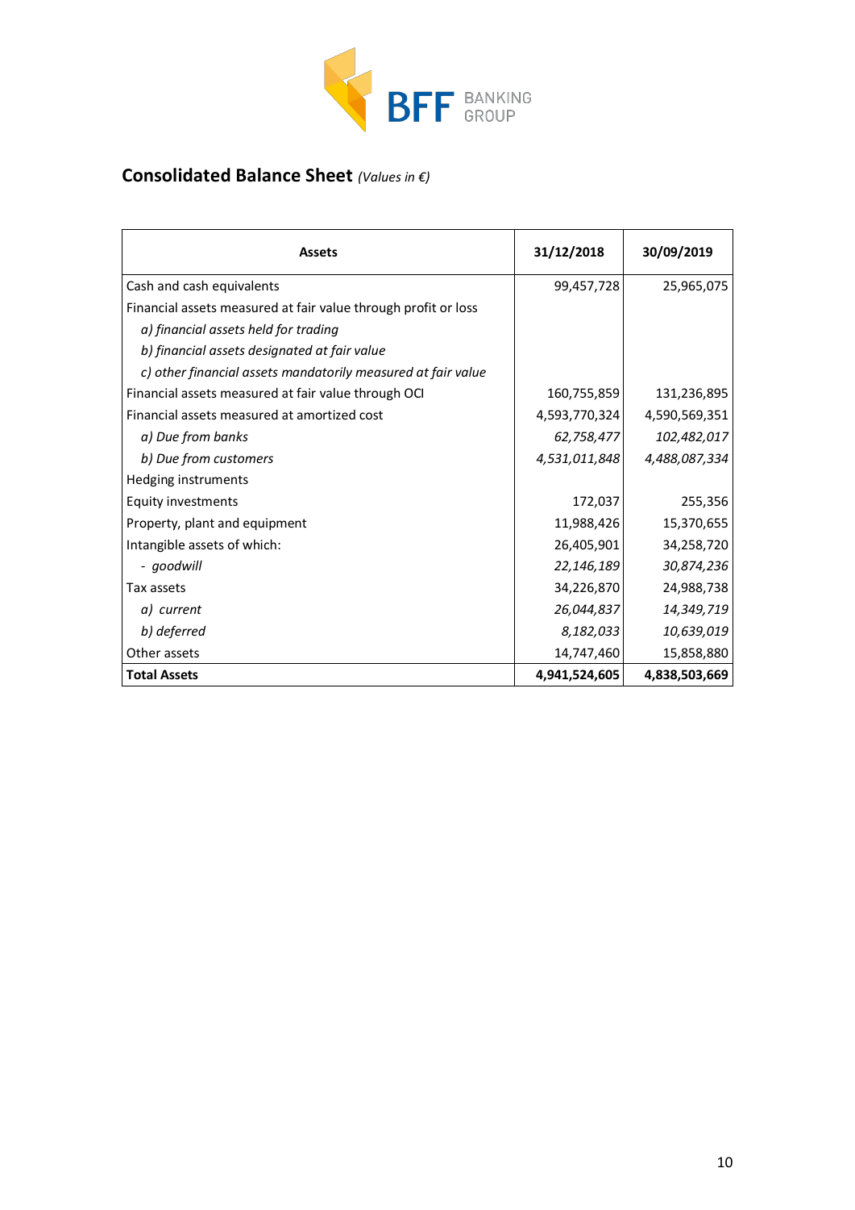## **Consolidated Balance Sheet** *(Values in €)*

| Assets | 31/12/2018 | 30/09/2019 |
|---|---|---|
| Cash and cash equivalents | 99,457,728 | 25,965,075 |
| Financial assets measured at fair value through profit or loss | | |
| *a) financial assets held for trading* | | |
| *b) financial assets designated at fair value* | | |
| *c) other financial assets mandatorily measured at fair value* | | |
| Financial assets measured at fair value through OCI | 160,755,859 | 131,236,895 |
| Financial assets measured at amortized cost | 4,593,770,324 | 4,590,569,351 |
| *a) Due from banks* | *62,758,477* | *102,482,017* |
| *b) Due from customers* | *4,531,011,848* | *4,488,087,334* |
| Hedging instruments | | |
| Equity investments | 172,037 | 255,356 |
| Property, plant and equipment | 11,988,426 | 15,370,655 |
| Intangible assets of which: | 26,405,901 | 34,258,720 |
| *- goodwill* | *22,146,189* | *30,874,236* |
| Tax assets | 34,226,870 | 24,988,738 |
| *a) current* | *26,044,837* | *14,349,719* |
| *b) deferred* | *8,182,033* | *10,639,019* |
| Other assets | 14,747,460 | 15,858,880 |
| **Total Assets** | **4,941,524,605** | **4,838,503,669** |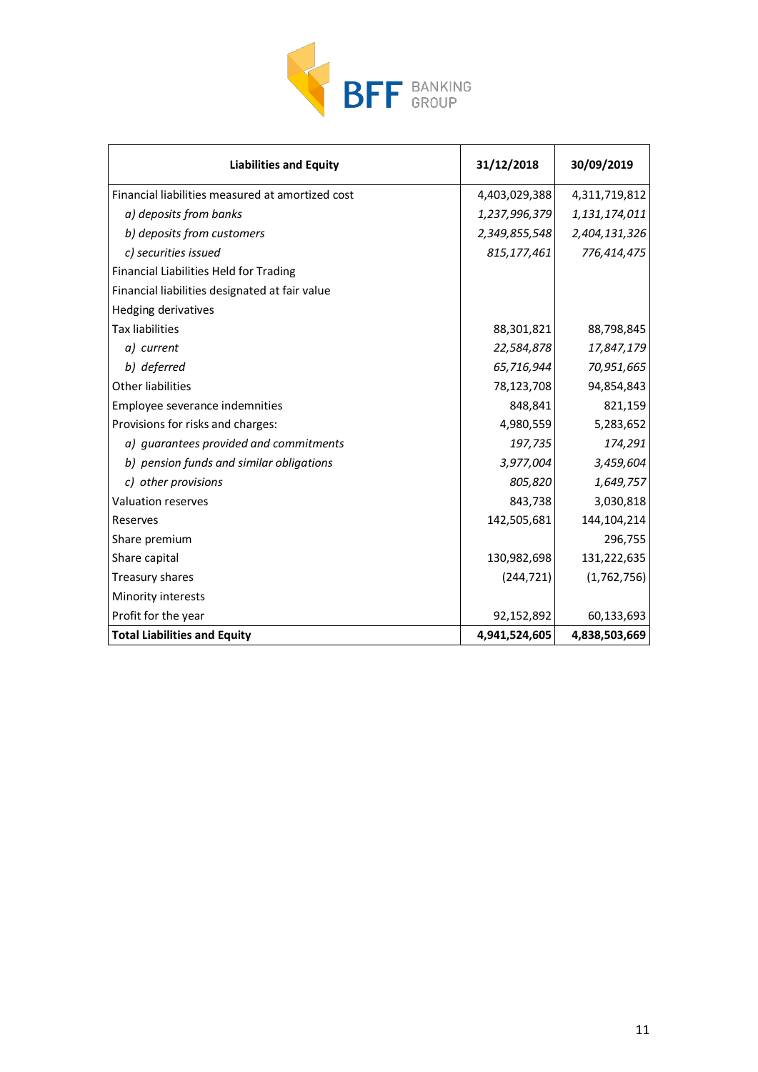| Liabilities and Equity | 31/12/2018 | 30/09/2019 |
|---|---|---|
| Financial liabilities measured at amortized cost | 4,403,029,388 | 4,311,719,812 |
| *a) deposits from banks* | *1,237,996,379* | *1,131,174,011* |
| *b) deposits from customers* | *2,349,855,548* | *2,404,131,326* |
| *c) securities issued* | *815,177,461* | *776,414,475* |
| Financial Liabilities Held for Trading | | |
| Financial liabilities designated at fair value | | |
| Hedging derivatives | | |
| Tax liabilities | 88,301,821 | 88,798,845 |
| *a) current* | *22,584,878* | *17,847,179* |
| *b) deferred* | *65,716,944* | *70,951,665* |
| Other liabilities | 78,123,708 | 94,854,843 |
| Employee severance indemnities | 848,841 | 821,159 |
| Provisions for risks and charges: | 4,980,559 | 5,283,652 |
| *a) guarantees provided and commitments* | *197,735* | *174,291* |
| *b) pension funds and similar obligations* | *3,977,004* | *3,459,604* |
| *c) other provisions* | *805,820* | *1,649,757* |
| Valuation reserves | 843,738 | 3,030,818 |
| Reserves | 142,505,681 | 144,104,214 |
| Share premium | | 296,755 |
| Share capital | 130,982,698 | 131,222,635 |
| Treasury shares | (244,721) | (1,762,756) |
| Minority interests | | |
| Profit for the year | 92,152,892 | 60,133,693 |
| **Total Liabilities and Equity** | **4,941,524,605** | **4,838,503,669** |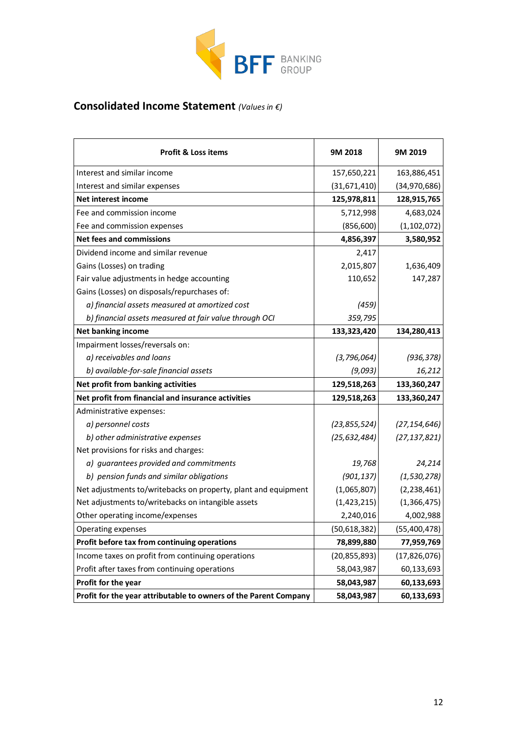# Consolidated Income Statement *(Values in €)*

| Profit & Loss items | 9M 2018 | 9M 2019 |
|---|---|---|
| Interest and similar income | 157,650,221 | 163,886,451 |
| Interest and similar expenses | (31,671,410) | (34,970,686) |
| **Net interest income** | **125,978,811** | **128,915,765** |
| Fee and commission income | 5,712,998 | 4,683,024 |
| Fee and commission expenses | (856,600) | (1,102,072) |
| **Net fees and commissions** | **4,856,397** | **3,580,952** |
| Dividend income and similar revenue | 2,417 | |
| Gains (Losses) on trading | 2,015,807 | 1,636,409 |
| Fair value adjustments in hedge accounting | 110,652 | 147,287 |
| Gains (Losses) on disposals/repurchases of: | | |
| *a) financial assets measured at amortized cost* | *(459)* | |
| *b) financial assets measured at fair value through OCI* | *359,795* | |
| **Net banking income** | **133,323,420** | **134,280,413** |
| Impairment losses/reversals on: | | |
| *a) receivables and loans* | *(3,796,064)* | *(936,378)* |
| *b) available-for-sale financial assets* | *(9,093)* | *16,212* |
| **Net profit from banking activities** | **129,518,263** | **133,360,247** |
| **Net profit from financial and insurance activities** | **129,518,263** | **133,360,247** |
| Administrative expenses: | | |
| *a) personnel costs* | *(23,855,524)* | *(27,154,646)* |
| *b) other administrative expenses* | *(25,632,484)* | *(27,137,821)* |
| Net provisions for risks and charges: | | |
| *a) guarantees provided and commitments* | *19,768* | *24,214* |
| *b) pension funds and similar obligations* | *(901,137)* | *(1,530,278)* |
| Net adjustments to/writebacks on property, plant and equipment | (1,065,807) | (2,238,461) |
| Net adjustments to/writebacks on intangible assets | (1,423,215) | (1,366,475) |
| Other operating income/expenses | 2,240,016 | 4,002,988 |
| Operating expenses | (50,618,382) | (55,400,478) |
| **Profit before tax from continuing operations** | **78,899,880** | **77,959,769** |
| Income taxes on profit from continuing operations | (20,855,893) | (17,826,076) |
| Profit after taxes from continuing operations | 58,043,987 | 60,133,693 |
| **Profit for the year** | **58,043,987** | **60,133,693** |
| **Profit for the year attributable to owners of the Parent Company** | **58,043,987** | **60,133,693** |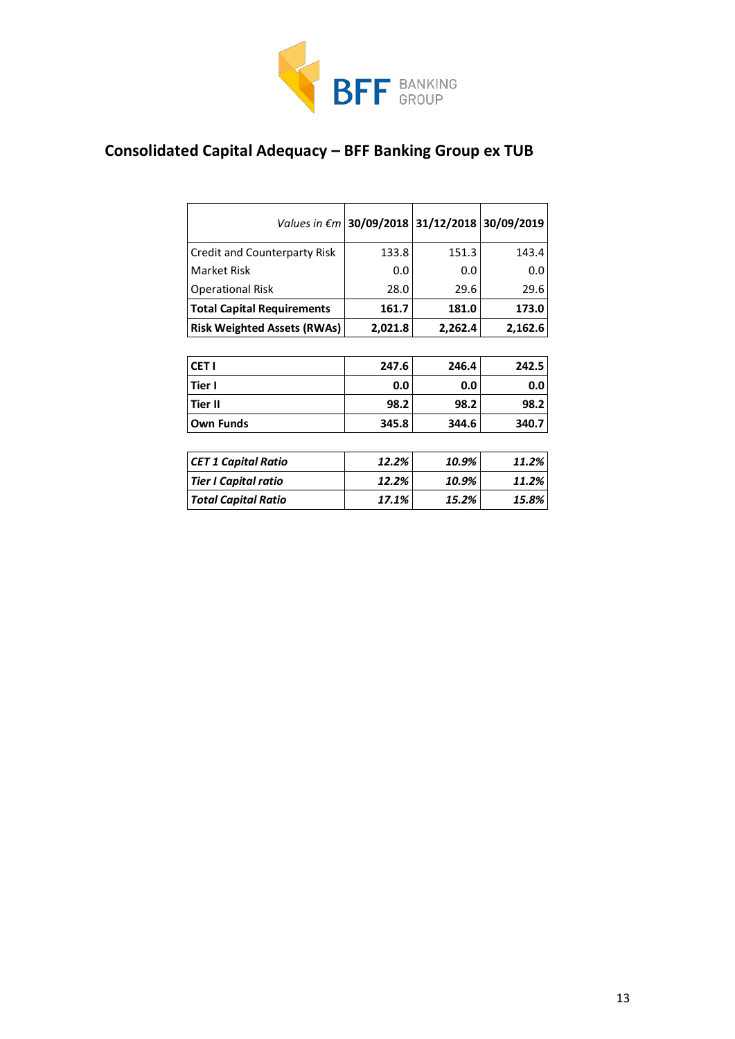# Consolidated Capital Adequacy – BFF Banking Group ex TUB

| *Values in €m* | **30/09/2018** | **31/12/2018** | **30/09/2019** |
|---|---|---|---|
| Credit and Counterparty Risk | 133.8 | 151.3 | 143.4 |
| Market Risk | 0.0 | 0.0 | 0.0 |
| Operational Risk | 28.0 | 29.6 | 29.6 |
| **Total Capital Requirements** | **161.7** | **181.0** | **173.0** |
| **Risk Weighted Assets (RWAs)** | **2,021.8** | **2,262.4** | **2,162.6** |
| **CET I** | **247.6** | **246.4** | **242.5** |
| **Tier I** | **0.0** | **0.0** | **0.0** |
| **Tier II** | **98.2** | **98.2** | **98.2** |
| **Own Funds** | **345.8** | **344.6** | **340.7** |
| ***CET 1 Capital Ratio*** | ***12.2%*** | ***10.9%*** | ***11.2%*** |
| ***Tier I Capital ratio*** | ***12.2%*** | ***10.9%*** | ***11.2%*** |
| ***Total Capital Ratio*** | ***17.1%*** | ***15.2%*** | ***15.8%*** |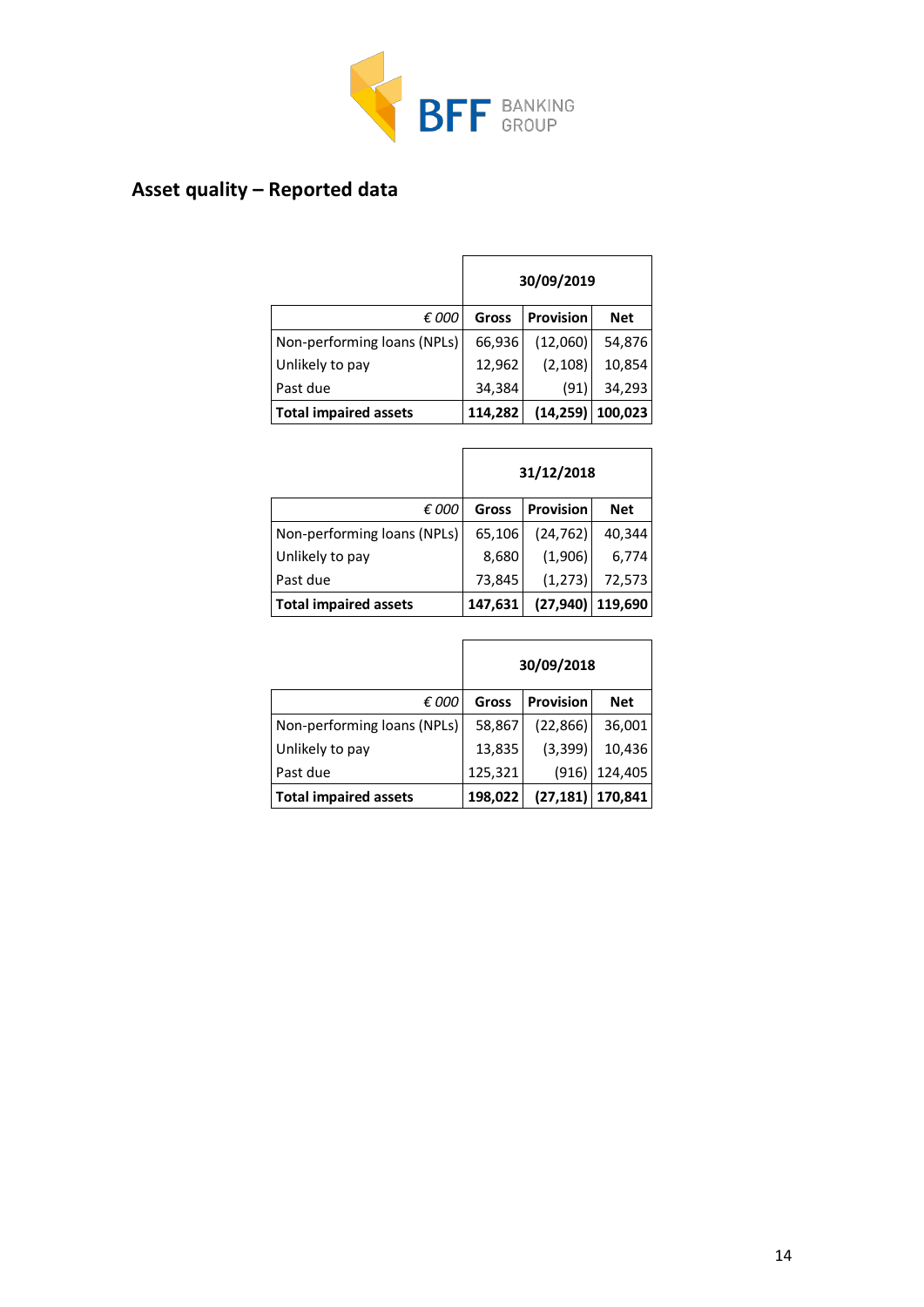BFF BANKING GROUP

## Asset quality – Reported data

| | 30/09/2019 | | |
|---|---|---|---|
| *€ 000* | **Gross** | **Provision** | **Net** |
| Non-performing loans (NPLs) | 66,936 | (12,060) | 54,876 |
| Unlikely to pay | 12,962 | (2,108) | 10,854 |
| Past due | 34,384 | (91) | 34,293 |
| **Total impaired assets** | **114,282** | **(14,259)** | **100,023** |

| | 31/12/2018 | | |
|---|---|---|---|
| *€ 000* | **Gross** | **Provision** | **Net** |
| Non-performing loans (NPLs) | 65,106 | (24,762) | 40,344 |
| Unlikely to pay | 8,680 | (1,906) | 6,774 |
| Past due | 73,845 | (1,273) | 72,573 |
| **Total impaired assets** | **147,631** | **(27,940)** | **119,690** |

| | 30/09/2018 | | |
|---|---|---|---|
| *€ 000* | **Gross** | **Provision** | **Net** |
| Non-performing loans (NPLs) | 58,867 | (22,866) | 36,001 |
| Unlikely to pay | 13,835 | (3,399) | 10,436 |
| Past due | 125,321 | (916) | 124,405 |
| **Total impaired assets** | **198,022** | **(27,181)** | **170,841** |